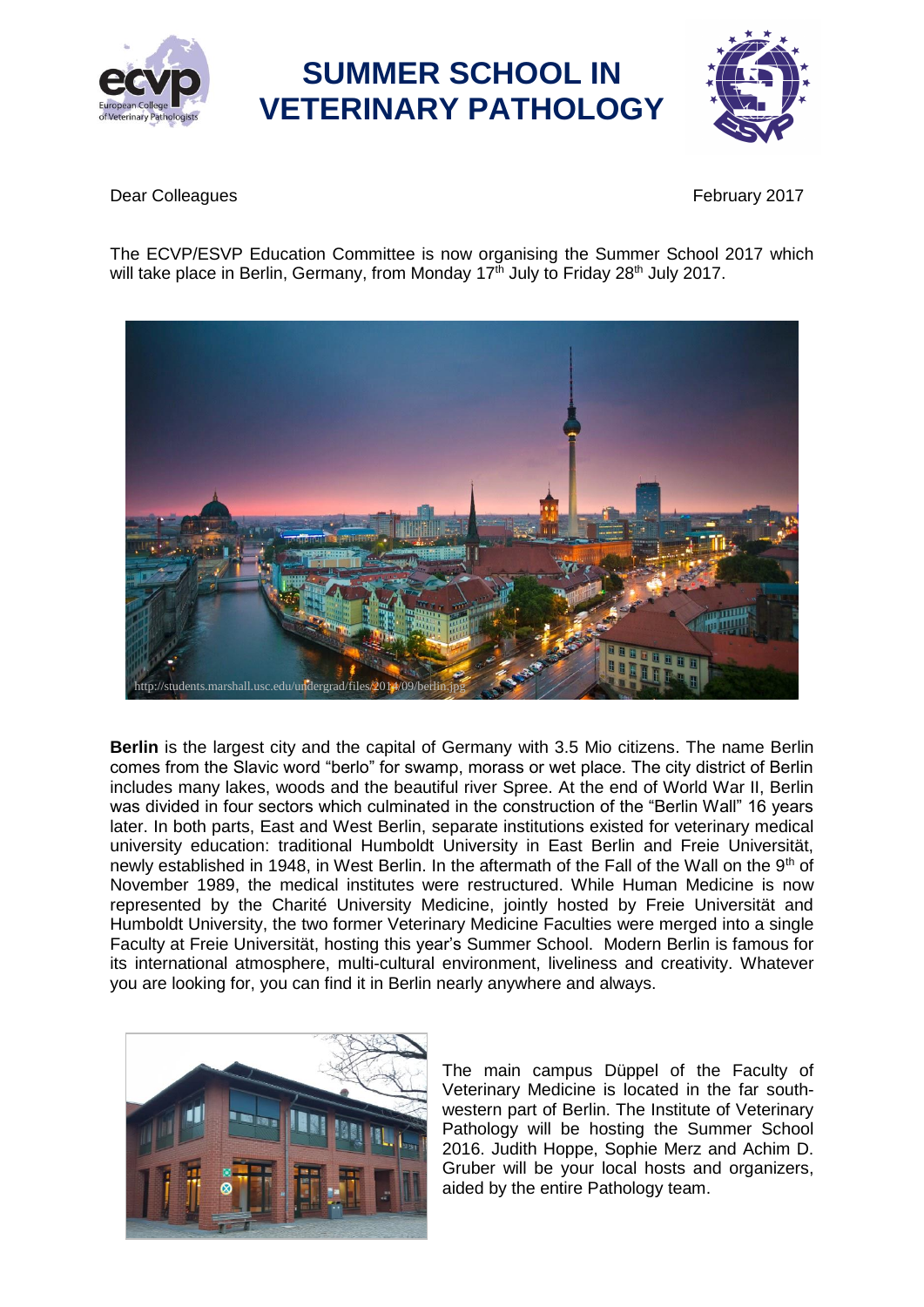# SUMMER SCHOOL IN VETERINARY PATHOLOGY

Dear Colleagues

February 2017

The ECVP/ESVP Education Committee is now organising the Summer School 2017 which will take place in Berlin, Germany, from Monday 17th July to Friday 28th July 2017.

http://students.marshall.usc.edu/undergrad/files/2014/09/berlin.jpg

**Berlin** is the largest city and the capital of Germany with 3.5 Mio citizens. The name Berlin comes from the Slavic word "berlo" for swamp, morass or wet place. The city district of Berlin includes many lakes, woods and the beautiful river Spree. At the end of World War II, Berlin was divided in four sectors which culminated in the construction of the "Berlin Wall" 16 years later. In both parts, East and West Berlin, separate institutions existed for veterinary medical university education: traditional Humboldt University in East Berlin and Freie Universität, newly established in 1948, in West Berlin. In the aftermath of the Fall of the Wall on the 9th of November 1989, the medical institutes were restructured. While Human Medicine is now represented by the Charité University Medicine, jointly hosted by Freie Universität and Humboldt University, the two former Veterinary Medicine Faculties were merged into a single Faculty at Freie Universität, hosting this year's Summer School. Modern Berlin is famous for its international atmosphere, multi-cultural environment, liveliness and creativity. Whatever you are looking for, you can find it in Berlin nearly anywhere and always.

The main campus Düppel of the Faculty of Veterinary Medicine is located in the far south-western part of Berlin. The Institute of Veterinary Pathology will be hosting the Summer School 2016. Judith Hoppe, Sophie Merz and Achim D. Gruber will be your local hosts and organizers, aided by the entire Pathology team.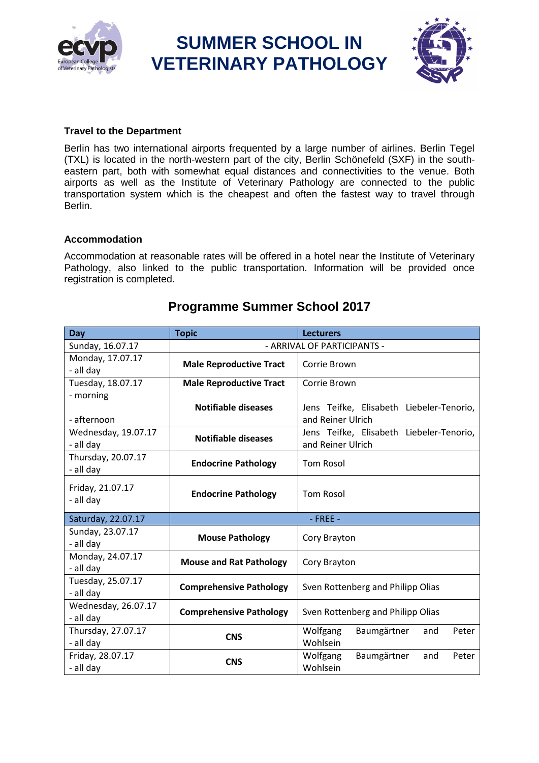# SUMMER SCHOOL IN VETERINARY PATHOLOGY

### Travel to the Department

Berlin has two international airports frequented by a large number of airlines. Berlin Tegel (TXL) is located in the north-western part of the city, Berlin Schönefeld (SXF) in the south-eastern part, both with somewhat equal distances and connectivities to the venue. Both airports as well as the Institute of Veterinary Pathology are connected to the public transportation system which is the cheapest and often the fastest way to travel through Berlin.

### Accommodation

Accommodation at reasonable rates will be offered in a hotel near the Institute of Veterinary Pathology, also linked to the public transportation. Information will be provided once registration is completed.

## Programme Summer School 2017

| Day | Topic | Lecturers |
|---|---|---|
| Sunday, 16.07.17 | - ARRIVAL OF PARTICIPANTS - | |
| Monday, 17.07.17 - all day | **Male Reproductive Tract** | Corrie Brown |
| Tuesday, 18.07.17 - morning | **Male Reproductive Tract** | Corrie Brown |
| - afternoon | **Notifiable diseases** | Jens Teifke, Elisabeth Liebeler-Tenorio, and Reiner Ulrich |
| Wednesday, 19.07.17 - all day | **Notifiable diseases** | Jens Teifke, Elisabeth Liebeler-Tenorio, and Reiner Ulrich |
| Thursday, 20.07.17 - all day | **Endocrine Pathology** | Tom Rosol |
| Friday, 21.07.17 - all day | **Endocrine Pathology** | Tom Rosol |
| Saturday, 22.07.17 | - FREE - | |
| Sunday, 23.07.17 - all day | **Mouse Pathology** | Cory Brayton |
| Monday, 24.07.17 - all day | **Mouse and Rat Pathology** | Cory Brayton |
| Tuesday, 25.07.17 - all day | **Comprehensive Pathology** | Sven Rottenberg and Philipp Olias |
| Wednesday, 26.07.17 - all day | **Comprehensive Pathology** | Sven Rottenberg and Philipp Olias |
| Thursday, 27.07.17 - all day | **CNS** | Wolfgang Baumgärtner and Peter Wohlsein |
| Friday, 28.07.17 - all day | **CNS** | Wolfgang Baumgärtner and Peter Wohlsein |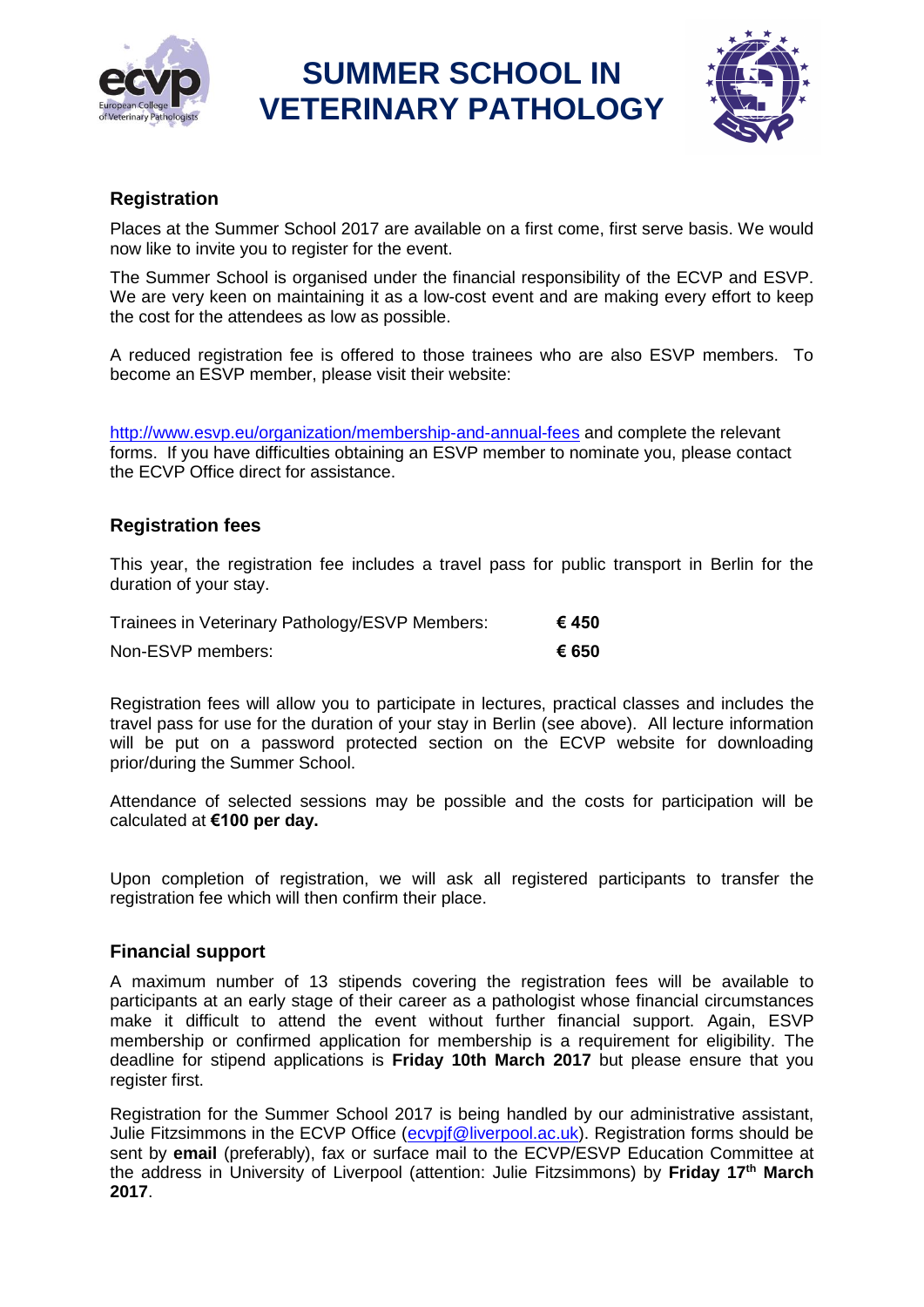# SUMMER SCHOOL IN VETERINARY PATHOLOGY

## Registration

Places at the Summer School 2017 are available on a first come, first serve basis. We would now like to invite you to register for the event.

The Summer School is organised under the financial responsibility of the ECVP and ESVP. We are very keen on maintaining it as a low-cost event and are making every effort to keep the cost for the attendees as low as possible.

A reduced registration fee is offered to those trainees who are also ESVP members. To become an ESVP member, please visit their website:

http://www.esvp.eu/organization/membership-and-annual-fees and complete the relevant forms. If you have difficulties obtaining an ESVP member to nominate you, please contact the ECVP Office direct for assistance.

## Registration fees

This year, the registration fee includes a travel pass for public transport in Berlin for the duration of your stay.

| | |
|---|---|
| Trainees in Veterinary Pathology/ESVP Members: | **€ 450** |
| Non-ESVP members: | **€ 650** |

Registration fees will allow you to participate in lectures, practical classes and includes the travel pass for use for the duration of your stay in Berlin (see above). All lecture information will be put on a password protected section on the ECVP website for downloading prior/during the Summer School.

Attendance of selected sessions may be possible and the costs for participation will be calculated at **€100 per day.**

Upon completion of registration, we will ask all registered participants to transfer the registration fee which will then confirm their place.

## Financial support

A maximum number of 13 stipends covering the registration fees will be available to participants at an early stage of their career as a pathologist whose financial circumstances make it difficult to attend the event without further financial support. Again, ESVP membership or confirmed application for membership is a requirement for eligibility. The deadline for stipend applications is **Friday 10th March 2017** but please ensure that you register first.

Registration for the Summer School 2017 is being handled by our administrative assistant, Julie Fitzsimmons in the ECVP Office (ecvpjf@liverpool.ac.uk). Registration forms should be sent by **email** (preferably), fax or surface mail to the ECVP/ESVP Education Committee at the address in University of Liverpool (attention: Julie Fitzsimmons) by **Friday 17th March 2017**.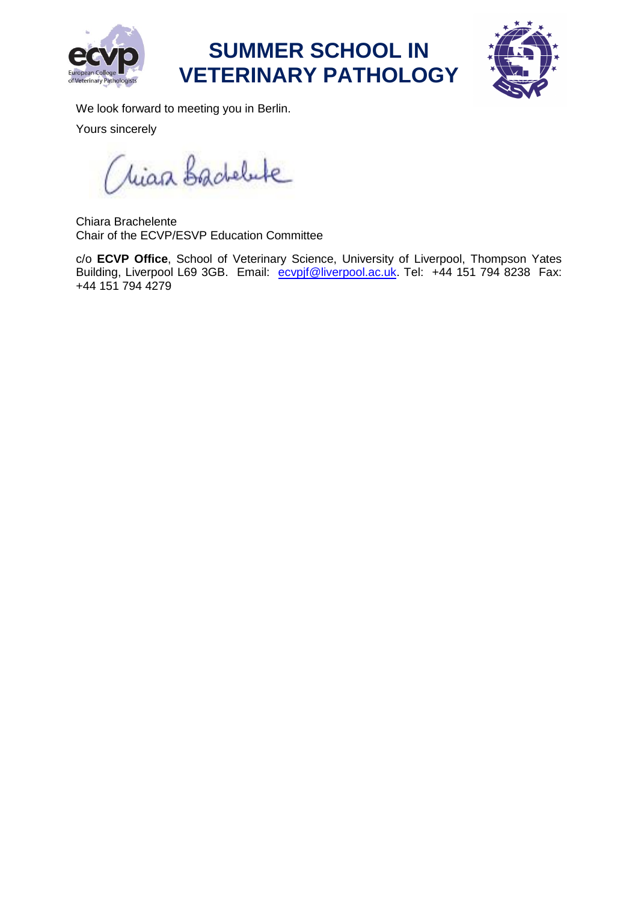We look forward to meeting you in Berlin.

Yours sincerely

Chiara Brachelente
Chair of the ECVP/ESVP Education Committee

c/o **ECVP Office**, School of Veterinary Science, University of Liverpool, Thompson Yates Building, Liverpool L69 3GB. Email: ecvpjf@liverpool.ac.uk. Tel: +44 151 794 8238 Fax: +44 151 794 4279